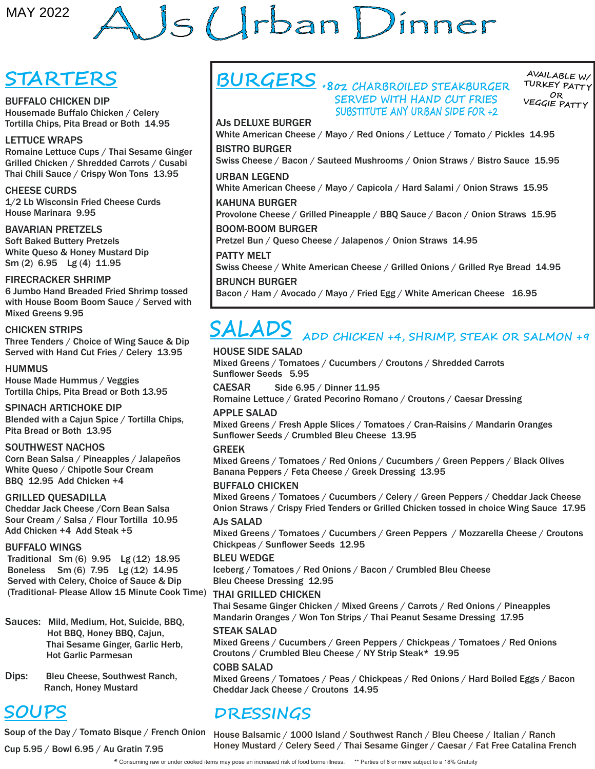MAY 2022

# AJs Urban Dinner

## STARTERS

**BUFFALO CHICKEN DIP**
Housemade Buffalo Chicken / Celery
Tortilla Chips, Pita Bread or Both 14.95

**LETTUCE WRAPS**
Romaine Lettuce Cups / Thai Sesame Ginger Grilled Chicken / Shredded Carrots / Cusabi Thai Chili Sauce / Crispy Won Tons 13.95

**CHEESE CURDS**
1/2 Lb Wisconsin Fried Cheese Curds
House Marinara 9.95

**BAVARIAN PRETZELS**
Soft Baked Buttery Pretzels
White Queso & Honey Mustard Dip
Sm (2) 6.95 Lg (4) 11.95

**FIRECRACKER SHRIMP**
6 Jumbo Hand Breaded Fried Shrimp tossed with House Boom Boom Sauce / Served with Mixed Greens 9.95

**CHICKEN STRIPS**
Three Tenders / Choice of Wing Sauce & Dip
Served with Hand Cut Fries / Celery 13.95

**HUMMUS**
House Made Hummus / Veggies
Tortilla Chips, Pita Bread or Both 13.95

**SPINACH ARTICHOKE DIP**
Blended with a Cajun Spice / Tortilla Chips, Pita Bread or Both 13.95

**SOUTHWEST NACHOS**
Corn Bean Salsa / Pineapples / Jalapeños
White Queso / Chipotle Sour Cream
BBQ 12.95 Add Chicken +4

**GRILLED QUESADILLA**
Cheddar Jack Cheese /Corn Bean Salsa
Sour Cream / Salsa / Flour Tortilla 10.95
Add Chicken +4 Add Steak +5

**BUFFALO WINGS**
Traditional Sm (6) 9.95 Lg (12) 18.95
Boneless Sm (6) 7.95 Lg (12) 14.95
Served with Celery, Choice of Sauce & Dip
(Traditional- Please Allow 15 Minute Cook Time)

Sauces: Mild, Medium, Hot, Suicide, BBQ, Hot BBQ, Honey BBQ, Cajun, Thai Sesame Ginger, Garlic Herb, Hot Garlic Parmesan

Dips: Bleu Cheese, Southwest Ranch, Ranch, Honey Mustard

## SOUPS

Soup of the Day / Tomato Bisque / French Onion
Cup 5.95 / Bowl 6.95 / Au Gratin 7.95

## BURGERS

*8oz CHARBROILED STEAKBURGER
SERVED WITH HAND CUT FRIES
SUBSTITUTE ANY URBAN SIDE FOR +2

AVAILABLE W/ TURKEY PATTY OR VEGGIE PATTY

**AJs DELUXE BURGER**
White American Cheese / Mayo / Red Onions / Lettuce / Tomato / Pickles 14.95

**BISTRO BURGER**
Swiss Cheese / Bacon / Sauteed Mushrooms / Onion Straws / Bistro Sauce 15.95

**URBAN LEGEND**
White American Cheese / Mayo / Capicola / Hard Salami / Onion Straws 15.95

**KAHUNA BURGER**
Provolone Cheese / Grilled Pineapple / BBQ Sauce / Bacon / Onion Straws 15.95

**BOOM-BOOM BURGER**
Pretzel Bun / Queso Cheese / Jalapenos / Onion Straws 14.95

**PATTY MELT**
Swiss Cheese / White American Cheese / Grilled Onions / Grilled Rye Bread 14.95

**BRUNCH BURGER**
Bacon / Ham / Avocado / Mayo / Fried Egg / White American Cheese 16.95

## SALADS

ADD CHICKEN +4, SHRIMP, STEAK OR SALMON +9

**HOUSE SIDE SALAD**
Mixed Greens / Tomatoes / Cucumbers / Croutons / Shredded Carrots
Sunflower Seeds 5.95

**CAESAR** Side 6.95 / Dinner 11.95
Romaine Lettuce / Grated Pecorino Romano / Croutons / Caesar Dressing

**APPLE SALAD**
Mixed Greens / Fresh Apple Slices / Tomatoes / Cran-Raisins / Mandarin Oranges
Sunflower Seeds / Crumbled Bleu Cheese 13.95

**GREEK**
Mixed Greens / Tomatoes / Red Onions / Cucumbers / Green Peppers / Black Olives
Banana Peppers / Feta Cheese / Greek Dressing 13.95

**BUFFALO CHICKEN**
Mixed Greens / Tomatoes / Cucumbers / Celery / Green Peppers / Cheddar Jack Cheese
Onion Straws / Crispy Fried Tenders or Grilled Chicken tossed in choice Wing Sauce 17.95

**AJs SALAD**
Mixed Greens / Tomatoes / Cucumbers / Green Peppers / Mozzarella Cheese / Croutons
Chickpeas / Sunflower Seeds 12.95

**BLEU WEDGE**
Iceberg / Tomatoes / Red Onions / Bacon / Crumbled Bleu Cheese
Bleu Cheese Dressing 12.95

**THAI GRILLED CHICKEN**
Thai Sesame Ginger Chicken / Mixed Greens / Carrots / Red Onions / Pineapples
Mandarin Oranges / Won Ton Strips / Thai Peanut Sesame Dressing 17.95

**STEAK SALAD**
Mixed Greens / Cucumbers / Green Peppers / Chickpeas / Tomatoes / Red Onions
Croutons / Crumbled Bleu Cheese / NY Strip Steak* 19.95

**COBB SALAD**
Mixed Greens / Tomatoes / Peas / Chickpeas / Red Onions / Hard Boiled Eggs / Bacon
Cheddar Jack Cheese / Croutons 14.95

## DRESSINGS

House Balsamic / 1000 Island / Southwest Ranch / Bleu Cheese / Italian / Ranch
Honey Mustard / Celery Seed / Thai Sesame Ginger / Caesar / Fat Free Catalina French

* Consuming raw or under cooked items may pose an increased risk of food borne illness. ** Parties of 8 or more subject to a 18% Gratuity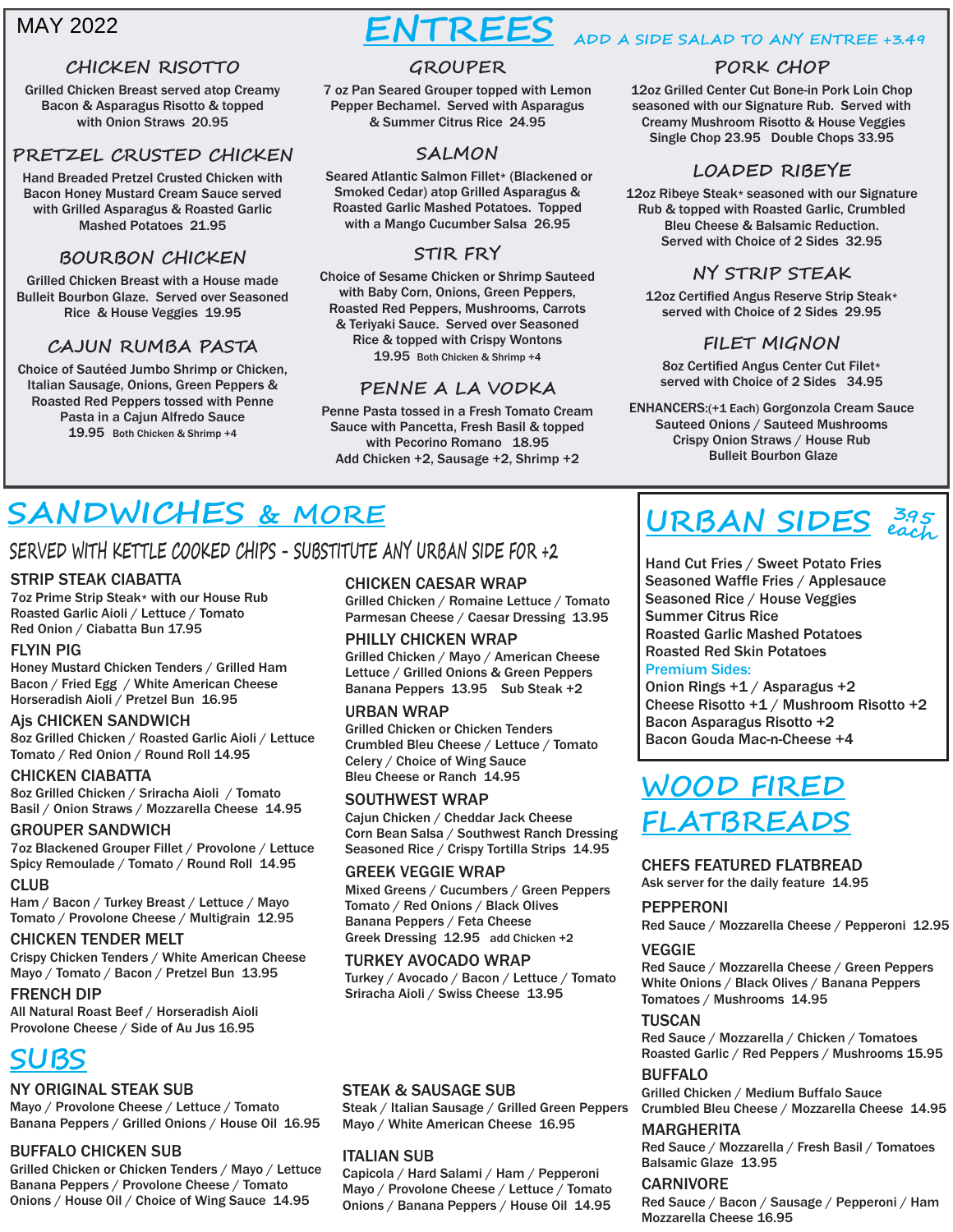MAY 2022

# ENTREES

ADD A SIDE SALAD TO ANY ENTREE +3.49

### CHICKEN RISOTTO
Grilled Chicken Breast served atop Creamy Bacon & Asparagus Risotto & topped with Onion Straws 20.95

### PRETZEL CRUSTED CHICKEN
Hand Breaded Pretzel Crusted Chicken with Bacon Honey Mustard Cream Sauce served with Grilled Asparagus & Roasted Garlic Mashed Potatoes 21.95

### BOURBON CHICKEN
Grilled Chicken Breast with a House made Bulleit Bourbon Glaze. Served over Seasoned Rice & House Veggies 19.95

### CAJUN RUMBA PASTA
Choice of Sautéed Jumbo Shrimp or Chicken, Italian Sausage, Onions, Green Peppers & Roasted Red Peppers tossed with Penne Pasta in a Cajun Alfredo Sauce
19.95 Both Chicken & Shrimp +4

### GROUPER
7 oz Pan Seared Grouper topped with Lemon Pepper Bechamel. Served with Asparagus & Summer Citrus Rice 24.95

### SALMON
Seared Atlantic Salmon Fillet* (Blackened or Smoked Cod) atop Grilled Asparagus & Roasted Garlic Mashed Potatoes. Topped with a Mango Cucumber Salsa 26.95

### STIR FRY
Choice of Sesame Chicken or Shrimp Sauteed with Baby Corn, Onions, Green Peppers, Roasted Red Peppers, Mushrooms, Carrots & Teriyaki Sauce. Served over Seasoned Rice & topped with Crispy Wontons
19.95 Both Chicken & Shrimp +4

### PENNE A LA VODKA
Penne Pasta tossed in a Fresh Tomato Cream Sauce with Pancetta, Fresh Basil & topped with Pecorino Romano 18.95
Add Chicken +2, Sausage +2, Shrimp +2

### PORK CHOP
12oz Grilled Center Cut Bone-in Pork Loin Chop seasoned with our Signature Rub. Served with Creamy Mushroom Risotto & House Veggies
Single Chop 23.95 Double Chops 33.95

### LOADED RIBEYE
12oz Ribeye Steak* seasoned with our Signature Rub & topped with Roasted Garlic, Crumbled Bleu Cheese & Balsamic Reduction. Served with Choice of 2 Sides 32.95

### NY STRIP STEAK
12oz Certified Angus Reserve Strip Steak* served with Choice of 2 Sides 29.95

### FILET MIGNON
8oz Certified Angus Center Cut Filet* served with Choice of 2 Sides 34.95

ENHANCERS:(+1 Each) Gorgonzola Cream Sauce
Sauteed Onions / Sauteed Mushrooms
Crispy Onion Straws / House Rub
Bulleit Bourbon Glaze

# SANDWICHES & MORE

SERVED WITH KETTLE COOKED CHIPS - SUBSTITUTE ANY URBAN SIDE FOR +2

### STRIP STEAK CIABATTA
7oz Prime Strip Steak* with our House Rub
Roasted Garlic Aioli / Lettuce / Tomato
Red Onion / Ciabatta Bun 17.95

### FLYIN PIG
Honey Mustard Chicken Tenders / Grilled Ham
Bacon / Fried Egg / White American Cheese
Horseradish Aioli / Pretzel Bun 16.95

### Ajs CHICKEN SANDWICH
8oz Grilled Chicken / Roasted Garlic Aioli / Lettuce
Tomato / Red Onion / Round Roll 14.95

### CHICKEN CIABATTA
8oz Grilled Chicken / Sriracha Aioli / Tomato
Basil / Onion Straws / Mozzarella Cheese 14.95

### GROUPER SANDWICH
7oz Blackened Grouper Fillet / Provolone / Lettuce
Spicy Remoulade / Tomato / Round Roll 14.95

### CLUB
Ham / Bacon / Turkey Breast / Lettuce / Mayo
Tomato / Provolone Cheese / Multigrain 12.95

### CHICKEN TENDER MELT
Crispy Chicken Tenders / White American Cheese
Mayo / Tomato / Bacon / Pretzel Bun 13.95

### FRENCH DIP
All Natural Roast Beef / Horseradish Aioli
Provolone Cheese / Side of Au Jus 16.95

### CHICKEN CAESAR WRAP
Grilled Chicken / Romaine Lettuce / Tomato
Parmesan Cheese / Caesar Dressing 13.95

### PHILLY CHICKEN WRAP
Grilled Chicken / Mayo / American Cheese
Lettuce / Grilled Onions & Green Peppers
Banana Peppers 13.95 Sub Steak +2

### URBAN WRAP
Grilled Chicken or Chicken Tenders
Crumbled Bleu Cheese / Lettuce / Tomato
Celery / Choice of Wing Sauce
Bleu Cheese or Ranch 14.95

### SOUTHWEST WRAP
Cajun Chicken / Cheddar Jack Cheese
Corn Bean Salsa / Southwest Ranch Dressing
Seasoned Rice / Crispy Tortilla Strips 14.95

### GREEK VEGGIE WRAP
Mixed Greens / Cucumbers / Green Peppers
Tomato / Red Onions / Black Olives
Banana Peppers / Feta Cheese
Greek Dressing 12.95 add Chicken +2

### TURKEY AVOCADO WRAP
Turkey / Avocado / Bacon / Lettuce / Tomato
Sriracha Aioli / Swiss Cheese 13.95

# SUBS

### NY ORIGINAL STEAK SUB
Mayo / Provolone Cheese / Lettuce / Tomato
Banana Peppers / Grilled Onions / House Oil 16.95

### BUFFALO CHICKEN SUB
Grilled Chicken or Chicken Tenders / Mayo / Lettuce
Banana Peppers / Provolone Cheese / Tomato
Onions / House Oil / Choice of Wing Sauce 14.95

### STEAK & SAUSAGE SUB
Steak / Italian Sausage / Grilled Green Peppers
Mayo / White American Cheese 16.95

### ITALIAN SUB
Capicola / Hard Salami / Ham / Pepperoni
Mayo / Provolone Cheese / Lettuce / Tomato
Onions / Banana Peppers / House Oil 14.95

# URBAN SIDES

3.95 each

Hand Cut Fries / Sweet Potato Fries
Seasoned Waffle Fries / Applesauce
Seasoned Rice / House Veggies
Summer Citrus Rice
Roasted Garlic Mashed Potatoes
Roasted Red Skin Potatoes

Premium Sides:
Onion Rings +1 / Asparagus +2
Cheese Risotto +1 / Mushroom Risotto +2
Bacon Asparagus Risotto +2
Bacon Gouda Mac-n-Cheese +4

# WOOD FIRED FLATBREADS

### CHEFS FEATURED FLATBREAD
Ask server for the daily feature 14.95

### PEPPERONI
Red Sauce / Mozzarella Cheese / Pepperoni 12.95

### VEGGIE
Red Sauce / Mozzarella Cheese / Green Peppers
White Onions / Black Olives / Banana Peppers
Tomatoes / Mushrooms 14.95

### TUSCAN
Red Sauce / Mozzarella / Chicken / Tomatoes
Roasted Garlic / Red Peppers / Mushrooms 15.95

### BUFFALO
Grilled Chicken / Medium Buffalo Sauce
Crumbled Bleu Cheese / Mozzarella Cheese 14.95

### MARGHERITA
Red Sauce / Mozzarella / Fresh Basil / Tomatoes
Balsamic Glaze 13.95

### CARNIVORE
Red Sauce / Bacon / Sausage / Pepperoni / Ham
Mozzarella Cheese 16.95